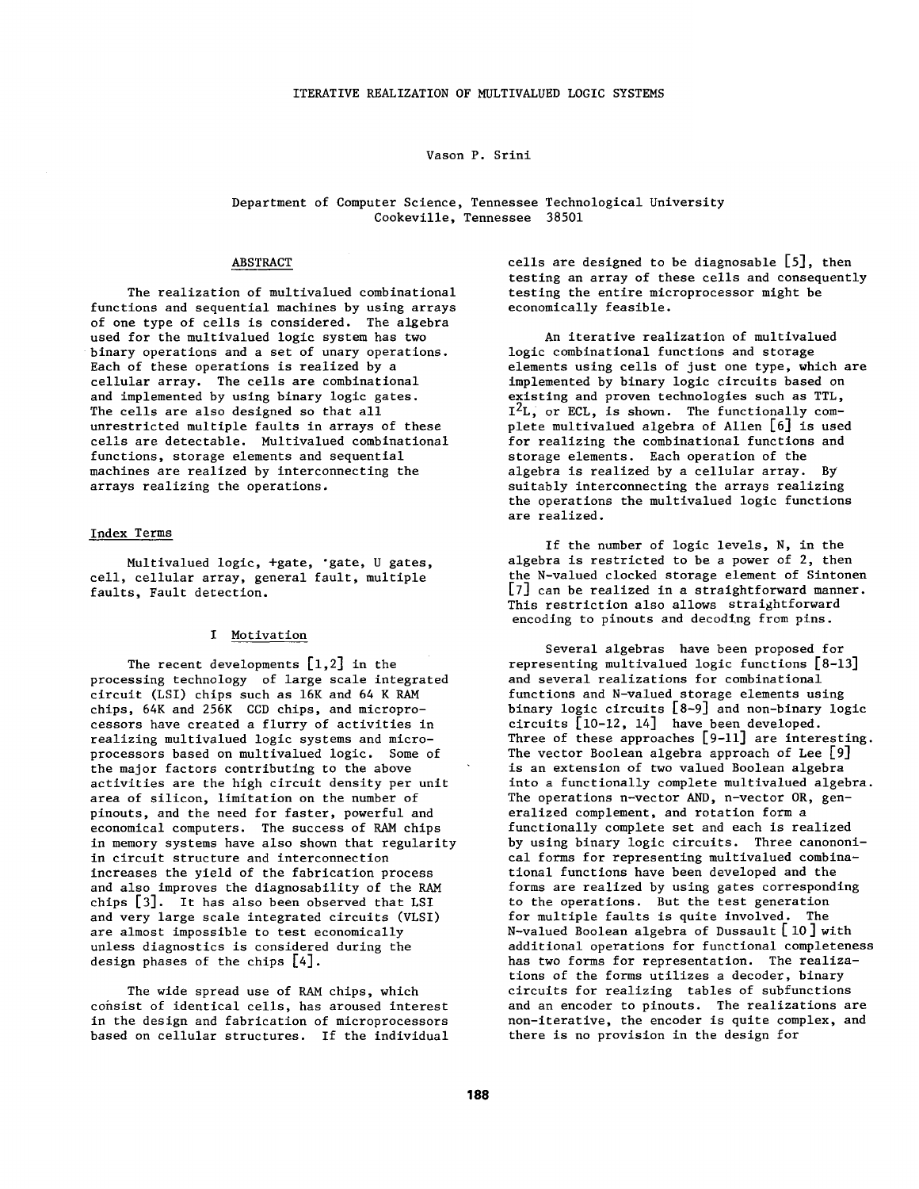# ITERATIVE REALIZATION OF MULTIVALUED LOGIC SYSTEMS

Vason P. Srini

Department of Computer Science, Tennessee Technological University
Cookeville, Tennessee 38501

## ABSTRACT

The realization of multivalued combinational functions and sequential machines by using arrays of one type of cells is considered. The algebra used for the multivalued logic system has two binary operations and a set of unary operations. Each of these operations is realized by a cellular array. The cells are combinational and implemented by using binary logic gates. The cells are also designed so that all unrestricted multiple faults in arrays of these cells are detectable. Multivalued combinational functions, storage elements and sequential machines are realized by interconnecting the arrays realizing the operations.

### Index Terms

Multivalued logic, +gate, ·gate, U gates, cell, cellular array, general fault, multiple faults, Fault detection.

## I Motivation

The recent developments [1,2] in the processing technology of large scale integrated circuit (LSI) chips such as 16K and 64 K RAM chips, 64K and 256K CCD chips, and microprocessors have created a flurry of activities in realizing multivalued logic systems and microprocessors based on multivalued logic. Some of the major factors contributing to the above activities are the high circuit density per unit area of silicon, limitation on the number of pinouts, and the need for faster, powerful and economical computers. The success of RAM chips in memory systems have also shown that regularity in circuit structure and interconnection increases the yield of the fabrication process and also improves the diagnosability of the RAM chips [3]. It has also been observed that LSI and very large scale integrated circuits (VLSI) are almost impossible to test economically unless diagnostics is considered during the design phases of the chips [4].

The wide spread use of RAM chips, which consist of identical cells, has aroused interest in the design and fabrication of microprocessors based on cellular structures. If the individual cells are designed to be diagnosable [5], then testing an array of these cells and consequently testing the entire microprocessor might be economically feasible.

An iterative realization of multivalued logic combinational functions and storage elements using cells of just one type, which are implemented by binary logic circuits based on existing and proven technologies such as TTL, $I^2L$, or ECL, is shown. The functionally complete multivalued algebra of Allen [6] is used for realizing the combinational functions and storage elements. Each operation of the algebra is realized by a cellular array. By suitably interconnecting the arrays realizing the operations the multivalued logic functions are realized.

If the number of logic levels, N, in the algebra is restricted to be a power of 2, then the N-valued clocked storage element of Sintonen [7] can be realized in a straightforward manner. This restriction also allows straightforward encoding to pinouts and decoding from pins.

Several algebras have been proposed for representing multivalued logic functions [8-13] and several realizations for combinational functions and N-valued storage elements using binary logic circuits [8-9] and non-binary logic circuits [10-12, 14] have been developed. Three of these approaches [9-11] are interesting. The vector Boolean algebra approach of Lee [9] is an extension of two valued Boolean algebra into a functionally complete multivalued algebra. The operations n-vector AND, n-vector OR, generalized complement, and rotation form a functionally complete set and each is realized by using binary logic circuits. Three canononical forms for representing multivalued combinational functions have been developed and the forms are realized by using gates corresponding to the operations. But the test generation for multiple faults is quite involved. The N-valued Boolean algebra of Dussault [10] with additional operations for functional completeness has two forms for representation. The realizations of the forms utilizes a decoder, binary circuits for realizing tables of subfunctions and an encoder to pinouts. The realizations are non-iterative, the encoder is quite complex, and there is no provision in the design for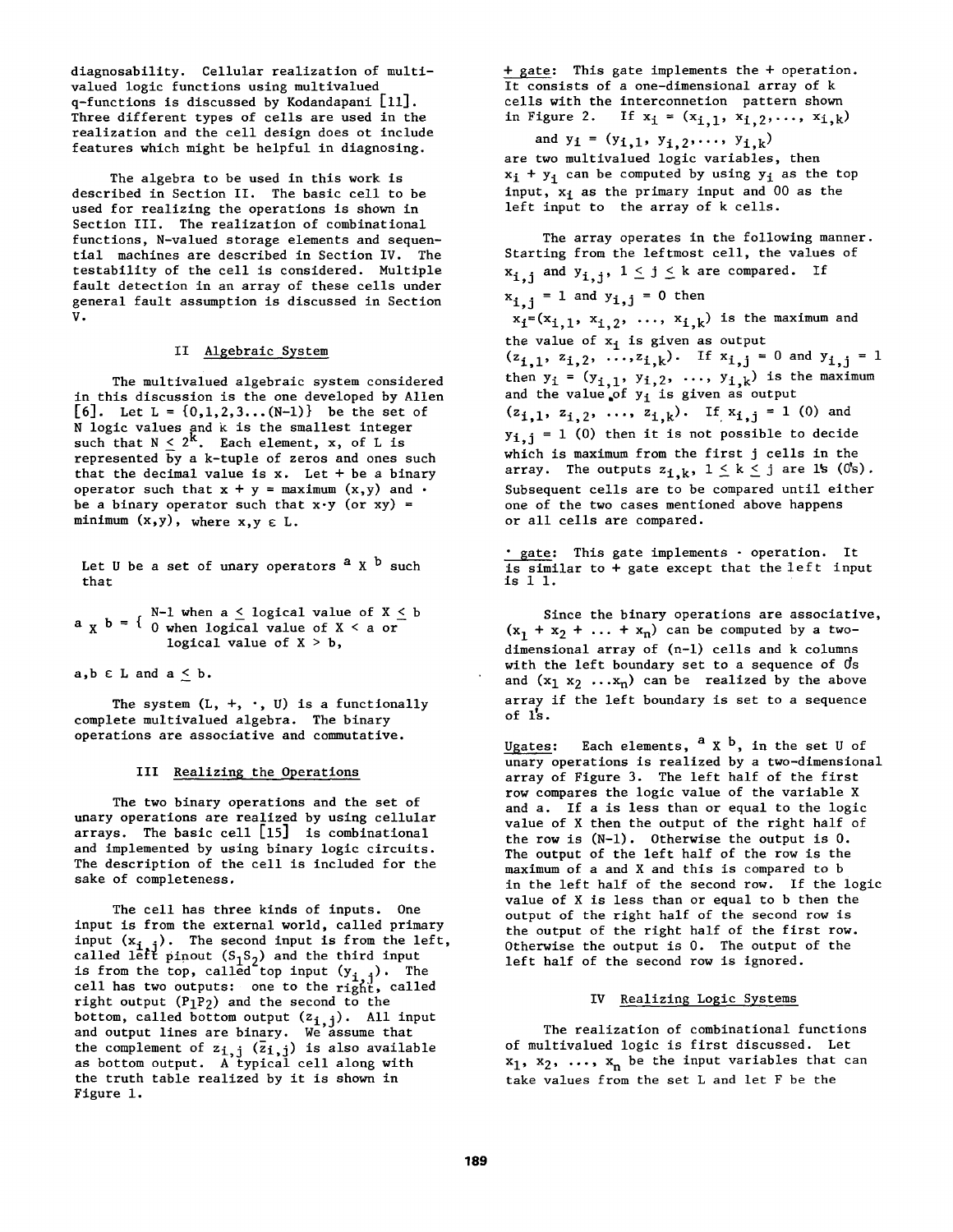diagnosability. Cellular realization of multi-valued logic functions using multivalued q-functions is discussed by Kodandapani [11]. Three different types of cells are used in the realization and the cell design does ot include features which might be helpful in diagnosing.

The algebra to be used in this work is described in Section II. The basic cell to be used for realizing the operations is shown in Section III. The realization of combinational functions, N-valued storage elements and sequential machines are described in Section IV. The testability of the cell is considered. Multiple fault detection in an array of these cells under general fault assumption is discussed in Section V.

## II Algebraic System

The multivalued algebraic system considered in this discussion is the one developed by Allen [6]. Let $L = \{0,1,2,3...(N-1)\}$ be the set of N logic values and k is the smallest integer such that $N \leq 2^k$. Each element, x, of L is represented by a k-tuple of zeros and ones such that the decimal value is x. Let + be a binary operator such that x + y = maximum (x,y) and · be a binary operator such that x·y (or xy) = minimum (x,y), where $x,y \in L$.

Let U be a set of unary operators ${}^aX^b$ such that

$$ {}^aX^b = \begin{cases} N-1 & \text{when } a \leq \text{logical value of } X \leq b \\ 0 & \text{when logical value of } X < a \text{ or logical value of } X > b, \end{cases} $$

$a,b \in L$ and $a \leq b$.

The system (L, +, ·, U) is a functionally complete multivalued algebra. The binary operations are associative and commutative.

## III Realizing the Operations

The two binary operations and the set of unary operations are realized by using cellular arrays. The basic cell [15] is combinational and implemented by using binary logic circuits. The description of the cell is included for the sake of completeness.

The cell has three kinds of inputs. One input is from the external world, called primary input ($x_{i,j}$). The second input is from the left, called left pinout ($S_1S_2$) and the third input is from the top, called top input ($y_{i,j}$). The cell has two outputs: one to the right, called right output ($P_1P_2$) and the second to the bottom, called bottom output ($z_{i,j}$). All input and output lines are binary. We assume that the complement of $z_{i,j}$ ($\bar{z}_{i,j}$) is also available as bottom output. A typical cell along with the truth table realized by it is shown in Figure 1.

+ gate: This gate implements the + operation. It consists of a one-dimensional array of k cells with the interconnetion pattern shown in Figure 2. If $x_i = (x_{i,1}, x_{i,2},..., x_{i,k})$ and $y_i = (y_{i,1}, y_{i,2},..., y_{i,k})$ are two multivalued logic variables, then $x_i + y_i$ can be computed by using $y_i$ as the top input, $x_i$ as the primary input and 00 as the left input to the array of k cells.

The array operates in the following manner. Starting from the leftmost cell, the values of $x_{i,j}$ and $y_{i,j}$, $1 \leq j \leq k$ are compared. If $x_{i,j} = 1$ and $y_{i,j} = 0$ then $x_i=(x_{i,1}, x_{i,2}, ..., x_{i,k})$ is the maximum and the value of $x_i$ is given as output $(z_{i,1}, z_{i,2}, ...,z_{i,k})$. If $x_{i,j} = 0$ and $y_{i,j} = 1$ then $y_i = (y_{i,1}, y_{i,2}, ..., y_{i,k})$ is the maximum and the value of $y_i$ is given as output $(z_{i,1}, z_{i,2}, ..., z_{i,k})$. If $x_{i,j} = 1$ (0) and $y_{i,j} = 1$ (0) then it is not possible to decide which is maximum from the first j cells in the array. The outputs $z_{i,k}$, $1 \leq k \leq j$ are 1's (0's). Subsequent cells are to be compared until either one of the two cases mentioned above happens or all cells are compared.

· gate: This gate implements · operation. It is similar to + gate except that the left input is 1 1.

Since the binary operations are associative, $(x_1 + x_2 + ... + x_n)$ can be computed by a two-dimensional array of (n-1) cells and k columns with the left boundary set to a sequence of 0's and $(x_1 x_2 ... x_n)$ can be realized by the above array if the left boundary is set to a sequence of 1's.

Ugates: Each elements, ${}^aX^b$, in the set U of unary operations is realized by a two-dimensional array of Figure 3. The left half of the first row compares the logic value of the variable X and a. If a is less than or equal to the logic value of X then the output of the right half of the row is (N-1). Otherwise the output is 0. The output of the left half of the row is the maximum of a and X and this is compared to b in the left half of the second row. If the logic value of X is less than or equal to b then the output of the right half of the second row is the output of the right half of the first row. Otherwise the output is 0. The output of the left half of the second row is ignored.

## IV Realizing Logic Systems

The realization of combinational functions of multivalued logic is first discussed. Let $x_1, x_2, ..., x_n$ be the input variables that can take values from the set L and let F be the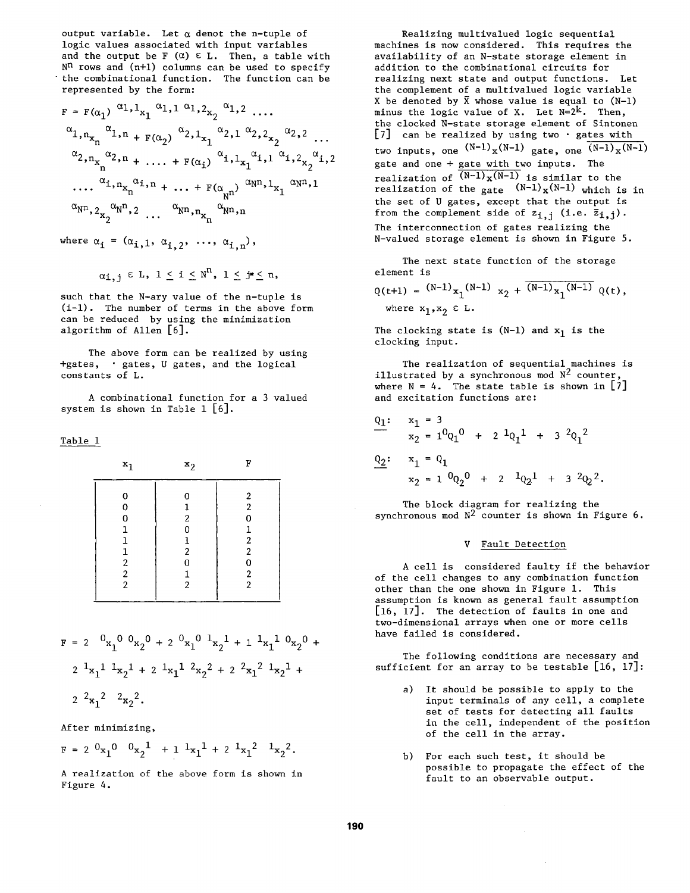output variable. Let α denot the n-tuple of logic values associated with input variables and the output be F (α) ε L. Then, a table with $N^n$ rows and (n+1) columns can be used to specify the combinational function. The function can be represented by the form:

$$F = F(\alpha_1)\ {}^{\alpha_{1,1}}x_1{}^{\alpha_{1,1}}\ {}^{\alpha_{1,2}}x_2{}^{\alpha_{1,2}} \cdots {}^{\alpha_{1,n}}x_n{}^{\alpha_{1,n}} + F(\alpha_2)\ {}^{\alpha_{2,1}}x_1{}^{\alpha_{2,1}}\ {}^{\alpha_{2,2}}x_2{}^{\alpha_{2,2}} \cdots {}^{\alpha_{2,n}}x_n{}^{\alpha_{2,n}} + \cdots + F(\alpha_i)\ {}^{\alpha_{i,1}}x_1{}^{\alpha_{i,1}}\ {}^{\alpha_{i,2}}x_2{}^{\alpha_{i,2}} \cdots {}^{\alpha_{i,n}}x_n{}^{\alpha_{i,n}} + \cdots + F(\alpha_{N^n})\ {}^{\alpha_{N^n,1}}x_1{}^{\alpha_{N^n,1}}\ {}^{\alpha_{N^n,2}}x_2{}^{\alpha_{N^n,2}} \cdots {}^{\alpha_{N^n,n}}x_n{}^{\alpha_{N^n,n}}$$

where $\alpha_i = (\alpha_{i,1}, \alpha_{i,2}, \ldots, \alpha_{i,n})$,

$$\alpha_{i,j} \in L,\ 1 \leq i \leq N^n,\ 1 \leq j \leq n,$$

such that the N-ary value of the n-tuple is (i-1). The number of terms in the above form can be reduced by using the minimization algorithm of Allen [6].

The above form can be realized by using +gates, · gates, U gates, and the logical constants of L.

A combinational function for a 3 valued system is shown in Table 1 [6].

Table 1

| $x_1$ | $x_2$ | F |
|---|---|---|
| 0 | 0 | 2 |
| 0 | 1 | 2 |
| 0 | 2 | 0 |
| 1 | 0 | 1 |
| 1 | 1 | 2 |
| 1 | 2 | 2 |
| 2 | 0 | 0 |
| 2 | 1 | 2 |
| 2 | 2 | 2 |

$$F = 2\ {}^0x_1{}^0\ {}^0x_2{}^0 + 2\ {}^0x_1{}^0\ {}^1x_2{}^1 + 1\ {}^1x_1{}^1\ {}^0x_2{}^0 + 2\ {}^1x_1{}^1\ {}^1x_2{}^1 + 2\ {}^1x_1{}^1\ {}^2x_2{}^2 + 2\ {}^2x_1{}^2\ {}^1x_2{}^1 + 2\ {}^2x_1{}^2\ {}^2x_2{}^2.$$

After minimizing,

$$F = 2\ {}^0x_1{}^0\ {}^0x_2{}^1 + 1\ {}^1x_1{}^1 + 2\ {}^1x_1{}^2\ {}^1x_2{}^2.$$

A realization of the above form is shown in Figure 4.

Realizing multivalued logic sequential machines is now considered. This requires the availability of an N-state storage element in addition to the combinational circuits for realizing next state and output functions. Let the complement of a multivalued logic variable X be denoted by $\bar{X}$ whose value is equal to (N-1) minus the logic value of X. Let $N=2^k$. Then, the clocked N-state storage element of Sintonen [7] can be realized by using two · gates with two inputs, one ${}^{(N-1)}x^{(N-1)}$ gate, one $\overline{{}^{(N-1)}x^{(N-1)}}$ gate and one + gate with two inputs. The realization of $\overline{{}^{(N-1)}x^{(N-1)}}$ is similar to the realization of the gate ${}^{(N-1)}x^{(N-1)}$ which is in the set of U gates, except that the output is from the complement side of $z_{i,j}$ (i.e. $\bar{z}_{i,j}$). The interconnection of gates realizing the N-valued storage element is shown in Figure 5.

The next state function of the storage element is

$$Q(t+1) = {}^{(N-1)}x_1{}^{(N-1)}\ x_2 + \overline{{}^{(N-1)}x_1{}^{(N-1)}}\ Q(t),$$

where $x_1, x_2 \in L$.

The clocking state is (N-1) and $x_1$ is the clocking input.

The realization of sequential machines is illustrated by a synchronous mod $N^2$ counter, where N = 4. The state table is shown in [7] and excitation functions are:

$\underline{Q_1}$: $x_1 = 3$

$$x_2 = 1\ {}^0Q_1{}^0 + 2\ {}^1Q_1{}^1 + 3\ {}^2Q_1{}^2$$

$\underline{Q_2}$: $x_1 = Q_1$

$$x_2 = 1\ {}^0Q_2{}^0 + 2\ {}^1Q_2{}^1 + 3\ {}^2Q_2{}^2.$$

The block diagram for realizing the synchronous mod $N^2$ counter is shown in Figure 6.

## V Fault Detection

A cell is considered faulty if the behavior of the cell changes to any combination function other than the one shown in Figure 1. This assumption is known as general fault assumption [16, 17]. The detection of faults in one and two-dimensional arrays when one or more cells have failed is considered.

The following conditions are necessary and sufficient for an array to be testable [16, 17]:

a) It should be possible to apply to the input terminals of any cell, a complete set of tests for detecting all faults in the cell, independent of the position of the cell in the array.

b) For each such test, it should be possible to propagate the effect of the fault to an observable output.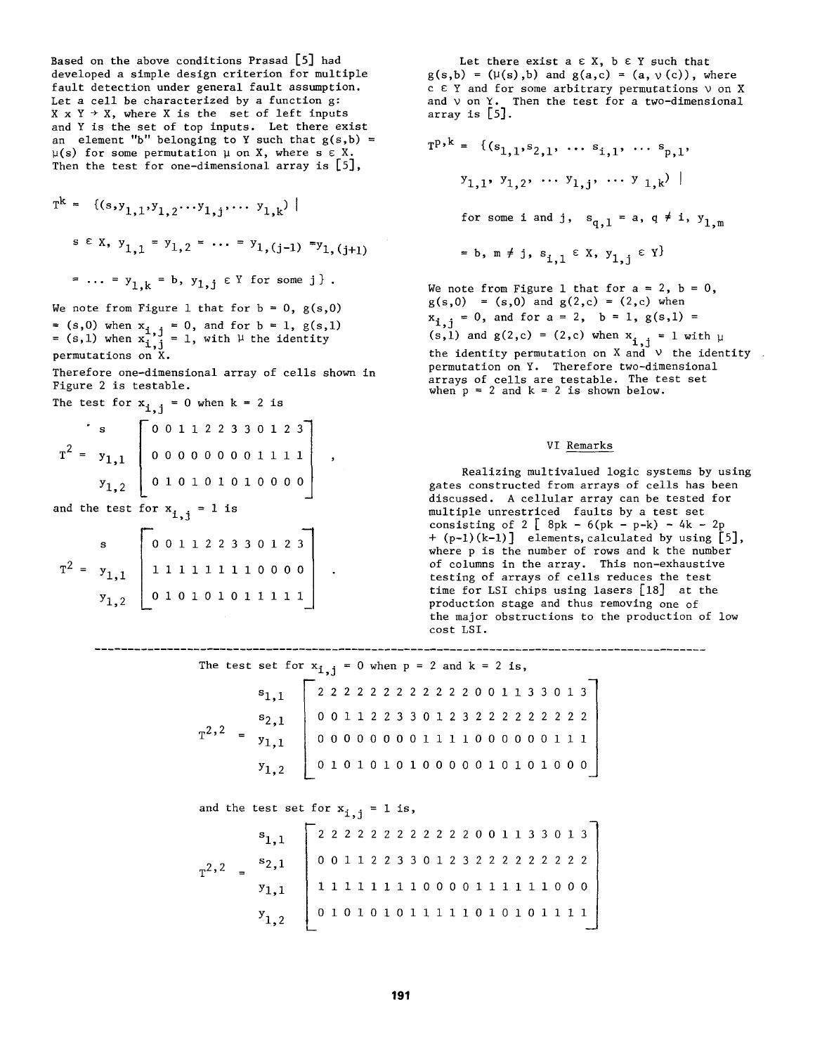Based on the above conditions Prasad [5] had developed a simple design criterion for multiple fault detection under general fault assumption. Let a cell be characterized by a function $g: X \times Y \rightarrow X$, where X is the set of left inputs and Y is the set of top inputs. Let there exist an element "b" belonging to Y such that $g(s,b) = \mu(s)$ for some permutation $\mu$ on X, where $s \in X$. Then the test for one-dimensional array is [5],

$$T^k = \{(s, y_{1,1}, y_{1,2} \ldots y_{1,j}, \ldots y_{1,k}) \mid$$

$$s \in X,\ y_{1,1} = y_{1,2} = \ldots = y_{1,(j-1)} = y_{1,(j+1)}$$

$$= \ldots = y_{1,k} = b,\ y_{1,j} \in Y \text{ for some } j\}\ .$$

We note from Figure 1 that for $b = 0$, $g(s,0) = (s,0)$ when $x_{i,j} = 0$, and for $b = 1$, $g(s,1) = (s,1)$ when $x_{i,j} = 1$, with $\mu$ the identity permutations on X.

Therefore one-dimensional array of cells shown in Figure 2 is testable.

The test for $x_{i,j} = 0$ when $k = 2$ is

$$T^2 = \begin{array}{c} s \\ y_{1,1} \\ y_{1,2} \end{array} \begin{bmatrix} 0\ 0\ 1\ 1\ 2\ 2\ 3\ 3\ 0\ 1\ 2\ 3 \\ 0\ 0\ 0\ 0\ 0\ 0\ 0\ 0\ 1\ 1\ 1\ 1 \\ 0\ 1\ 0\ 1\ 0\ 1\ 0\ 1\ 0\ 0\ 0\ 0 \end{bmatrix},$$

and the test for $x_{i,j} = 1$ is

$$T^2 = \begin{array}{c} s \\ y_{1,1} \\ y_{1,2} \end{array} \begin{bmatrix} 0\ 0\ 1\ 1\ 2\ 2\ 3\ 3\ 0\ 1\ 2\ 3 \\ 1\ 1\ 1\ 1\ 1\ 1\ 1\ 1\ 0\ 0\ 0\ 0 \\ 0\ 1\ 0\ 1\ 0\ 1\ 0\ 1\ 1\ 1\ 1\ 1 \end{bmatrix}.$$

Let there exist $a \in X$, $b \in Y$ such that $g(s,b) = (\mu(s),b)$ and $g(a,c) = (a, \nu(c))$, where $c \in Y$ and for some arbitrary permutations $\nu$ on X and $\nu$ on Y. Then the test for a two-dimensional array is [5].

$$T^{p,k} = \{(s_{1,1}, s_{2,1}, \ldots s_{i,1}, \ldots s_{p,1},$$

$$y_{1,1}, y_{1,2}, \ldots y_{1,j}, \ldots y_{1,k}) \mid$$

$$\text{for some } i \text{ and } j,\ s_{q,1} = a,\ q \neq i,\ y_{1,m}$$

$$= b,\ m \neq j,\ s_{i,1} \in X,\ y_{1,j} \in Y\}$$

We note from Figure 1 that for $a = 2$, $b = 0$, $g(s,0) = (s,0)$ and $g(2,c) = (2,c)$ when $x_{i,j} = 0$, and for $a = 2$, $b = 1$, $g(s,1) = (s,1)$ and $g(2,c) = (2,c)$ when $x_{i,j} = 1$ with $\mu$ the identity permutation on X and $\nu$ the identity permutation on Y. Therefore two-dimensional arrays of cells are testable. The test set when $p = 2$ and $k = 2$ is shown below.

## VI Remarks

Realizing multivalued logic systems by using gates constructed from arrays of cells has been discussed. A cellular array can be tested for multiple unrestriced faults by a test set consisting of $2[8pk - 6(pk - p - k) - 4k - 2p + (p-1)(k-1)]$ elements, calculated by using [5], where p is the number of rows and k the number of columns in the array. This non-exhaustive testing of arrays of cells reduces the test time for LSI chips using lasers [18] at the production stage and thus removing one of the major obstructions to the production of low cost LSI.

---

The test set for $x_{i,j} = 0$ when $p = 2$ and $k = 2$ is,

$$T^{2,2} = \begin{array}{c} s_{1,1} \\ s_{2,1} \\ y_{1,1} \\ y_{1,2} \end{array} \begin{bmatrix} 2\ 2\ 2\ 2\ 2\ 2\ 2\ 2\ 2\ 2\ 2\ 2\ 0\ 0\ 1\ 1\ 3\ 3\ 0\ 1\ 3 \\ 0\ 0\ 1\ 1\ 2\ 2\ 3\ 3\ 0\ 1\ 2\ 3\ 2\ 2\ 2\ 2\ 2\ 2\ 2\ 2\ 2 \\ 0\ 0\ 0\ 0\ 0\ 0\ 0\ 0\ 1\ 1\ 1\ 1\ 0\ 0\ 0\ 0\ 0\ 0\ 1\ 1\ 1 \\ 0\ 1\ 0\ 1\ 0\ 1\ 0\ 1\ 0\ 0\ 0\ 0\ 0\ 1\ 0\ 1\ 0\ 1\ 0\ 0\ 0 \end{bmatrix}$$

and the test set for $x_{i,j} = 1$ is,

$$T^{2,2} = \begin{array}{c} s_{1,1} \\ s_{2,1} \\ y_{1,1} \\ y_{1,2} \end{array} \begin{bmatrix} 2\ 2\ 2\ 2\ 2\ 2\ 2\ 2\ 2\ 2\ 2\ 2\ 0\ 0\ 1\ 1\ 3\ 3\ 0\ 1\ 3 \\ 0\ 0\ 1\ 1\ 2\ 2\ 3\ 3\ 0\ 1\ 2\ 3\ 2\ 2\ 2\ 2\ 2\ 2\ 2\ 2\ 2 \\ 1\ 1\ 1\ 1\ 1\ 1\ 1\ 1\ 0\ 0\ 0\ 0\ 1\ 1\ 1\ 1\ 1\ 1\ 0\ 0\ 0 \\ 0\ 1\ 0\ 1\ 0\ 1\ 0\ 1\ 1\ 1\ 1\ 1\ 0\ 1\ 0\ 1\ 0\ 1\ 1\ 1\ 1 \end{bmatrix}$$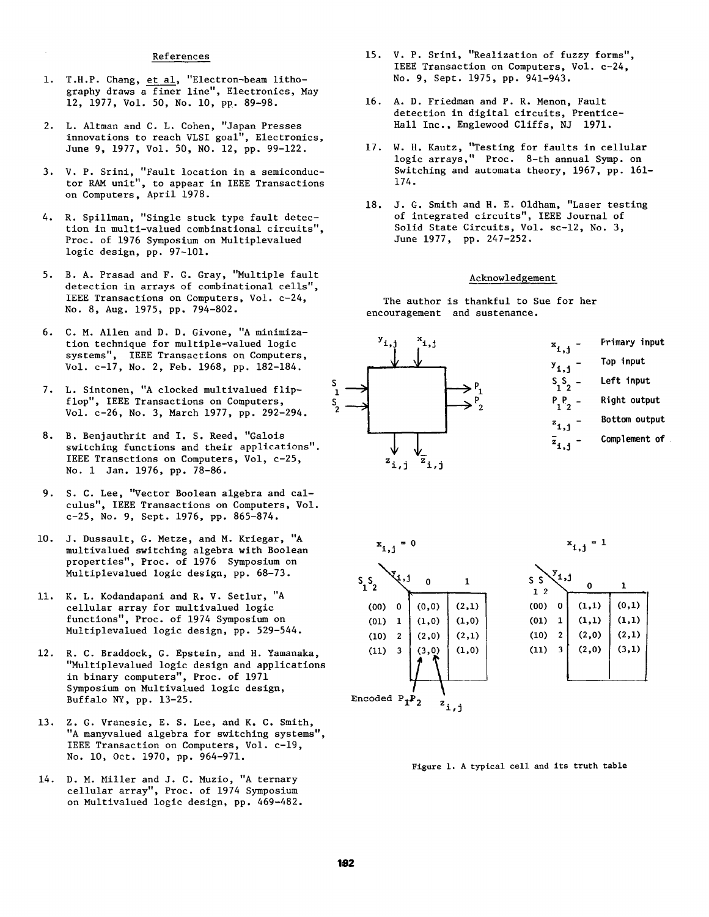## References

1. T.H.P. Chang, et al, "Electron-beam lithography draws a finer line", Electronics, May 12, 1977, Vol. 50, No. 10, pp. 89-98.

2. L. Altman and C. L. Cohen, "Japan Presses innovations to reach VLSI goal", Electronics, June 9, 1977, Vol. 50, NO. 12, pp. 99-122.

3. V. P. Srini, "Fault location in a semiconductor RAM unit", to appear in IEEE Transactions on Computers, April 1978.

4. R. Spillman, "Single stuck type fault detection in multi-valued combinational circuits", Proc. of 1976 Symposium on Multiplevalued logic design, pp. 97-101.

5. B. A. Prasad and F. G. Gray, "Multiple fault detection in arrays of combinational cells", IEEE Transactions on Computers, Vol. c-24, No. 8, Aug. 1975, pp. 794-802.

6. C. M. Allen and D. D. Givone, "A minimization technique for multiple-valued logic systems", IEEE Transactions on Computers, Vol. c-17, No. 2, Feb. 1968, pp. 182-184.

7. L. Sintonen, "A clocked multivalued flip-flop", IEEE Transactions on Computers, Vol. c-26, No. 3, March 1977, pp. 292-294.

8. B. Benjauthrit and I. S. Reed, "Galois switching functions and their applications". IEEE Transctions on Computers, Vol, c-25, No. 1 Jan. 1976, pp. 78-86.

9. S. C. Lee, "Vector Boolean algebra and calculus", IEEE Transactions on Computers, Vol. c-25, No. 9, Sept. 1976, pp. 865-874.

10. J. Dussault, G. Metze, and M. Kriegar, "A multivalued switching algebra with Boolean properties", Proc. of 1976 Symposium on Multiplevalued logic design, pp. 68-73.

11. K. L. Kodandapani and R. V. Setlur, "A cellular array for multivalued logic functions", Proc. of 1974 Symposium on Multiplevalued logic design, pp. 529-544.

12. R. C. Braddock, G. Epstein, and H. Yamanaka, "Multiplevalued logic design and applications in binary computers", Proc. of 1971 Symposium on Multivalued logic design, Buffalo NY, pp. 13-25.

13. Z. G. Vranesic, E. S. Lee, and K. C. Smith, "A manyvalued algebra for switching systems", IEEE Transaction on Computers, Vol. c-19, No. 10, Oct. 1970, pp. 964-971.

14. D. M. Miller and J. C. Muzio, "A ternary cellular array", Proc. of 1974 Symposium on Multivalued logic design, pp. 469-482.

15. V. P. Srini, "Realization of fuzzy forms", IEEE Transaction on Computers, Vol. c-24, No. 9, Sept. 1975, pp. 941-943.

16. A. D. Friedman and P. R. Menon, Fault detection in digital circuits, Prentice-Hall Inc., Englewood Cliffs, NJ 1971.

17. W. H. Kautz, "Testing for faults in cellular logic arrays," Proc. 8-th annual Symp. on Switching and automata theory, 1967, pp. 161-174.

18. J. G. Smith and H. E. Oldham, "Laser testing of integrated circuits", IEEE Journal of Solid State Circuits, Vol. sc-12, No. 3, June 1977, pp. 247-252.

## Acknowledgement

The author is thankful to Sue for her encouragement and sustenance.

$x_{i,j}$ - Primary input

$y_{i,j}$ - Top input

$S_1 S_2$ - Left input

$P_1 P_2$ - Right output

$z_{i,j}$ - Bottom output

$\bar{z}_{i,j}$ - Complement of

$x_{i,j} = 0$

| $S_1 S_2$ \ $y_{i,j}$ | | 0 | 1 |
|---|---|---|---|
| (00) | 0 | (0,0) | (2,1) |
| (01) | 1 | (1,0) | (1,0) |
| (10) | 2 | (2,0) | (2,1) |
| (11) | 3 | (3,0) | (1,0) |

Encoded $P_1 P_2$ &nbsp;&nbsp; $z_{i,j}$

$x_{i,j} = 1$

| $S_1 S_2$ \ $y_{i,j}$ | | 0 | 1 |
|---|---|---|---|
| (00) | 0 | (1,1) | (0,1) |
| (01) | 1 | (1,1) | (1,1) |
| (10) | 2 | (2,0) | (2,1) |
| (11) | 3 | (2,0) | (3,1) |

Figure 1. A typical cell and its truth table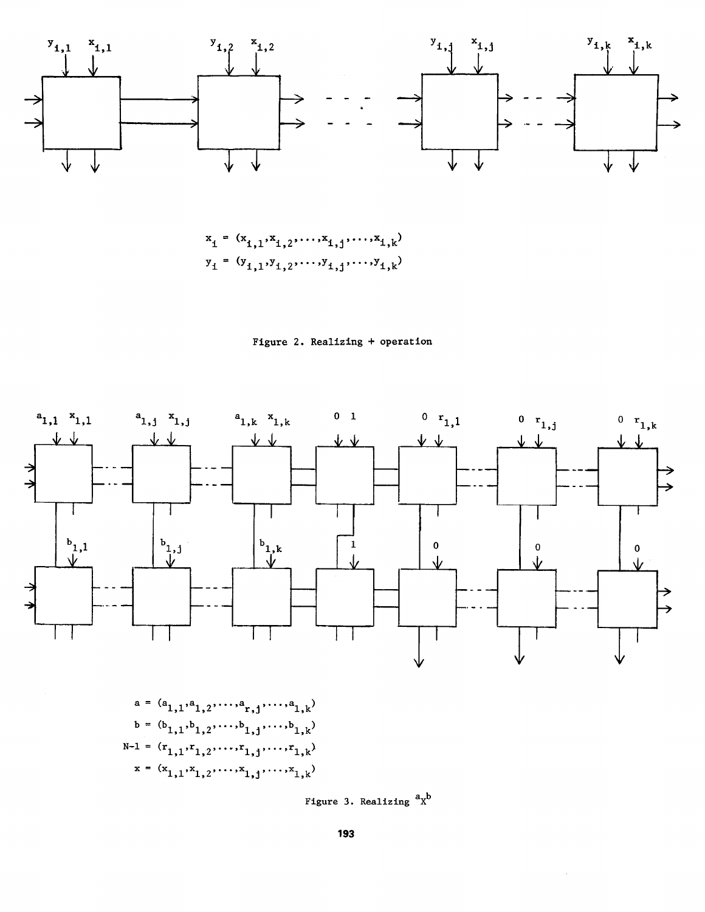$$x_i = (x_{i,1}, x_{i,2}, \ldots, x_{i,j}, \ldots, x_{i,k})$$
$$y_i = (y_{i,1}, y_{i,2}, \ldots, y_{i,j}, \ldots, y_{i,k})$$

Figure 2. Realizing + operation

$$a = (a_{1,1}, a_{1,2}, \ldots, a_{r,j}, \ldots, a_{1,k})$$
$$b = (b_{1,1}, b_{1,2}, \ldots, b_{1,j}, \ldots, b_{1,k})$$
$$N\text{-}1 = (r_{1,1}, r_{1,2}, \ldots, r_{1,j}, \ldots, r_{1,k})$$
$$x = (x_{1,1}, x_{1,2}, \ldots, x_{1,j}, \ldots, x_{1,k})$$

Figure 3. Realizing ${}^{a}X^{b}$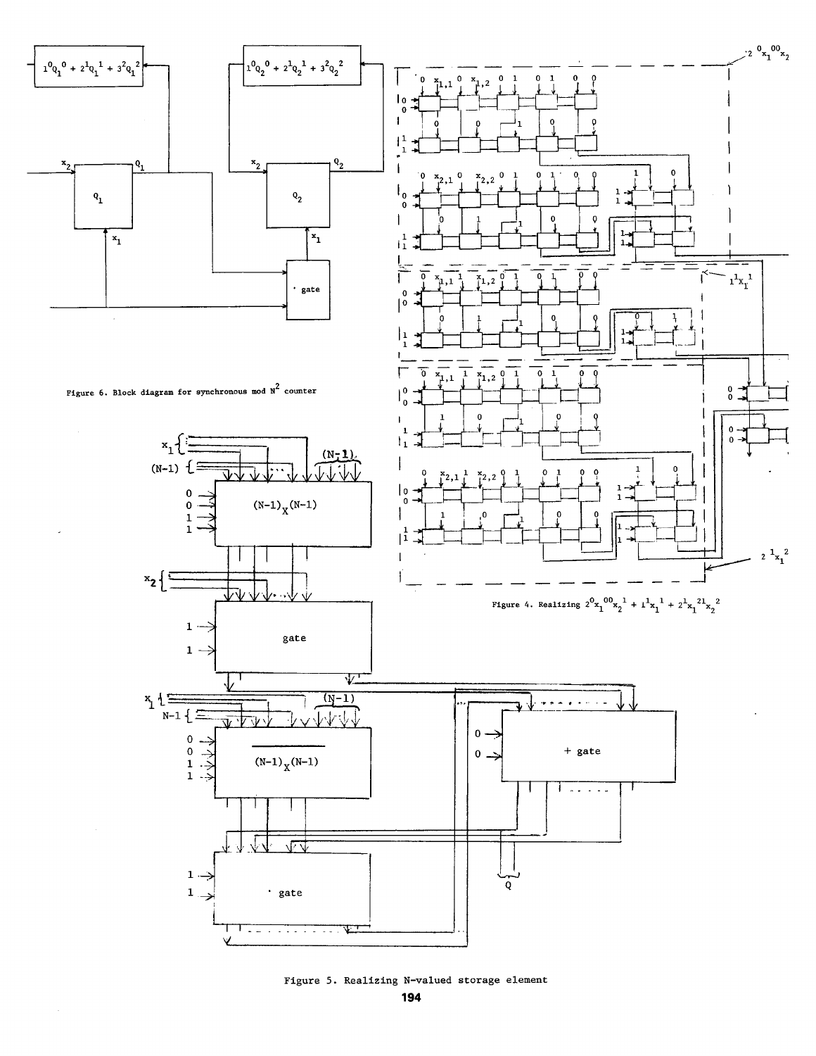Figure 6. Block diagram for synchronous mod $N^2$ counter

Figure 4. Realizing $2^0x_1^{00}x_2^{\;1} + 1^1x_1^{\;1} + 2^1x_1^{21}x_2^{\;2}$

Figure 5. Realizing N-valued storage element